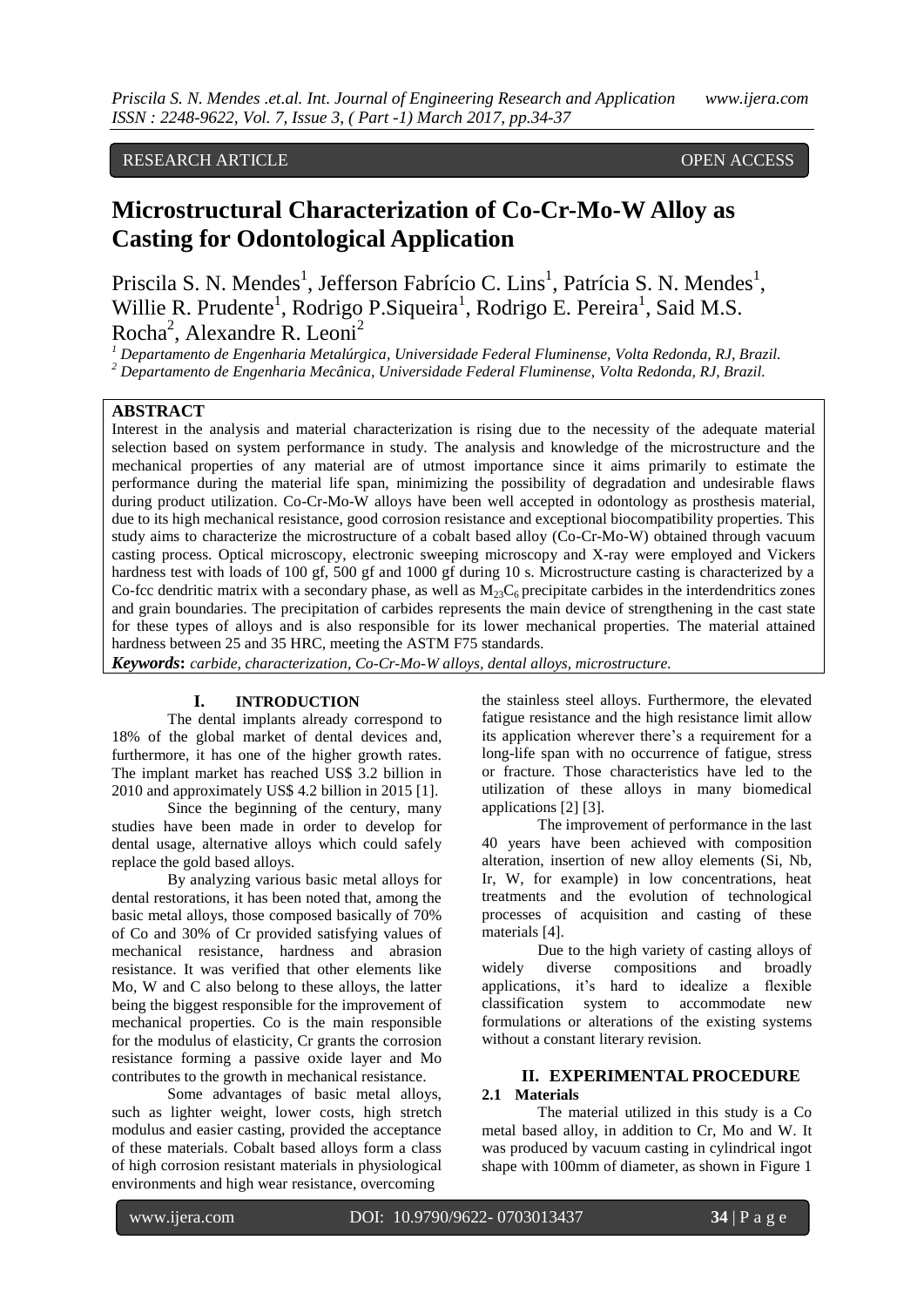RESEARCH ARTICLE OPEN ACCESS

# Microstructural Characterization of Co-Cr-Mo-W Alloy as Casting for Odontological Application

Priscila S. N. Mendes[1], Jefferson Fabrício C. Lins[1], Patrícia S. N. Mendes[1], Willie R. Prudente[1], Rodrigo P.Siqueira[1], Rodrigo E. Pereira[1], Said M.S. Rocha[2], Alexandre R. Leoni[2]

[1] Departamento de Engenharia Metalúrgica, Universidade Federal Fluminense, Volta Redonda, RJ, Brazil.
[2] Departamento de Engenharia Mecânica, Universidade Federal Fluminense, Volta Redonda, RJ, Brazil.

## ABSTRACT

Interest in the analysis and material characterization is rising due to the necessity of the adequate material selection based on system performance in study. The analysis and knowledge of the microstructure and the mechanical properties of any material are of utmost importance since it aims primarily to estimate the performance during the material life span, minimizing the possibility of degradation and undesirable flaws during product utilization. Co-Cr-Mo-W alloys have been well accepted in odontology as prosthesis material, due to its high mechanical resistance, good corrosion resistance and exceptional biocompatibility properties. This study aims to characterize the microstructure of a cobalt based alloy (Co-Cr-Mo-W) obtained through vacuum casting process. Optical microscopy, electronic sweeping microscopy and X-ray were employed and Vickers hardness test with loads of 100 gf, 500 gf and 1000 gf during 10 s. Microstructure casting is characterized by a Co-fcc dendritic matrix with a secondary phase, as well as $M_{23}C_6$ precipitate carbides in the interdendritics zones and grain boundaries. The precipitation of carbides represents the main device of strengthening in the cast state for these types of alloys and is also responsible for its lower mechanical properties. The material attained hardness between 25 and 35 HRC, meeting the ASTM F75 standards.

***Keywords*:** *carbide, characterization, Co-Cr-Mo-W alloys, dental alloys, microstructure.*

## I. INTRODUCTION

The dental implants already correspond to 18% of the global market of dental devices and, furthermore, it has one of the higher growth rates. The implant market has reached US$ 3.2 billion in 2010 and approximately US$ 4.2 billion in 2015 [1].

Since the beginning of the century, many studies have been made in order to develop for dental usage, alternative alloys which could safely replace the gold based alloys.

By analyzing various basic metal alloys for dental restorations, it has been noted that, among the basic metal alloys, those composed basically of 70% of Co and 30% of Cr provided satisfying values of mechanical resistance, hardness and abrasion resistance. It was verified that other elements like Mo, W and C also belong to these alloys, the latter being the biggest responsible for the improvement of mechanical properties. Co is the main responsible for the modulus of elasticity, Cr grants the corrosion resistance forming a passive oxide layer and Mo contributes to the growth in mechanical resistance.

Some advantages of basic metal alloys, such as lighter weight, lower costs, high stretch modulus and easier casting, provided the acceptance of these materials. Cobalt based alloys form a class of high corrosion resistant materials in physiological environments and high wear resistance, overcoming the stainless steel alloys. Furthermore, the elevated fatigue resistance and the high resistance limit allow its application wherever there's a requirement for a long-life span with no occurrence of fatigue, stress or fracture. Those characteristics have led to the utilization of these alloys in many biomedical applications [2] [3].

The improvement of performance in the last 40 years have been achieved with composition alteration, insertion of new alloy elements (Si, Nb, Ir, W, for example) in low concentrations, heat treatments and the evolution of technological processes of acquisition and casting of these materials [4].

Due to the high variety of casting alloys of widely diverse compositions and broadly applications, it's hard to idealize a flexible classification system to accommodate new formulations or alterations of the existing systems without a constant literary revision.

## II. EXPERIMENTAL PROCEDURE

### 2.1 Materials

The material utilized in this study is a Co metal based alloy, in addition to Cr, Mo and W. It was produced by vacuum casting in cylindrical ingot shape with 100mm of diameter, as shown in Figure 1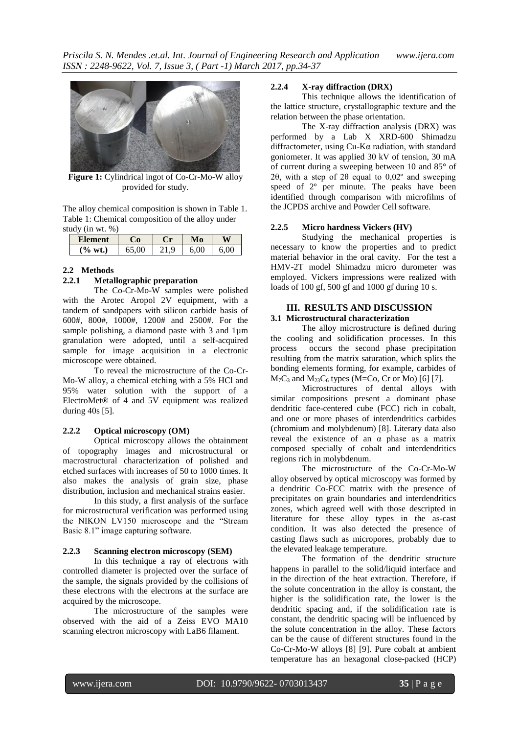**Figure 1:** Cylindrical ingot of Co-Cr-Mo-W alloy provided for study.

The alloy chemical composition is shown in Table 1.

Table 1: Chemical composition of the alloy under study (in wt. %)

| Element | Co | Cr | Mo | W |
|---|---|---|---|---|
| (% wt.) | 65,00 | 21,9 | 6,00 | 6,00 |

## 2.2 Methods

### 2.2.1 Metallographic preparation

The Co-Cr-Mo-W samples were polished with the Arotec Aropol 2V equipment, with a tandem of sandpapers with silicon carbide basis of 600#, 800#, 1000#, 1200# and 2500#. For the sample polishing, a diamond paste with 3 and 1µm granulation were adopted, until a self-acquired sample for image acquisition in a electronic microscope were obtained.

To reveal the microstructure of the Co-Cr-Mo-W alloy, a chemical etching with a 5% HCl and 95% water solution with the support of a ElectroMet® of 4 and 5V equipment was realized during 40s [5].

### 2.2.2 Optical microscopy (OM)

Optical microscopy allows the obtainment of topography images and microstructural or macrostructural characterization of polished and etched surfaces with increases of 50 to 1000 times. It also makes the analysis of grain size, phase distribution, inclusion and mechanical strains easier.

In this study, a first analysis of the surface for microstructural verification was performed using the NIKON LV150 microscope and the "Stream Basic 8.1" image capturing software.

### 2.2.3 Scanning electron microscopy (SEM)

In this technique a ray of electrons with controlled diameter is projected over the surface of the sample, the signals provided by the collisions of these electrons with the electrons at the surface are acquired by the microscope.

The microstructure of the samples were observed with the aid of a Zeiss EVO MA10 scanning electron microscopy with LaB6 filament.

### 2.2.4 X-ray diffraction (DRX)

This technique allows the identification of the lattice structure, crystallographic texture and the relation between the phase orientation.

The X-ray diffraction analysis (DRX) was performed by a Lab X XRD-600 Shimadzu diffractometer, using Cu-Kα radiation, with standard goniometer. It was applied 30 kV of tension, 30 mA of current during a sweeping between 10 and 85° of 2θ, with a step of 2θ equal to 0,02º and sweeping speed of 2º per minute. The peaks have been identified through comparison with microfilms of the JCPDS archive and Powder Cell software.

### 2.2.5 Micro hardness Vickers (HV)

Studying the mechanical properties is necessary to know the properties and to predict material behavior in the oral cavity. For the test a HMV-2T model Shimadzu micro durometer was employed. Vickers impressions were realized with loads of 100 gf, 500 gf and 1000 gf during 10 s.

# III. RESULTS AND DISCUSSION

## 3.1 Microstructural characterization

The alloy microstructure is defined during the cooling and solidification processes. In this process occurs the second phase precipitation resulting from the matrix saturation, which splits the bonding elements forming, for example, carbides of $M_7C_3$ and $M_{23}C_6$ types (M=Co, Cr or Mo) [6] [7].

Microstructures of dental alloys with similar compositions present a dominant phase dendritic face-centered cube (FCC) rich in cobalt, and one or more phases of interdendritics carbides (chromium and molybdenum) [8]. Literary data also reveal the existence of an α phase as a matrix composed specially of cobalt and interdendritics regions rich in molybdenum.

The microstructure of the Co-Cr-Mo-W alloy observed by optical microscopy was formed by a dendritic Co-FCC matrix with the presence of precipitates on grain boundaries and interdendritics zones, which agreed well with those descripted in literature for these alloy types in the as-cast condition. It was also detected the presence of casting flaws such as micropores, probably due to the elevated leakage temperature.

The formation of the dendritic structure happens in parallel to the solid/liquid interface and in the direction of the heat extraction. Therefore, if the solute concentration in the alloy is constant, the higher is the solidification rate, the lower is the dendritic spacing and, if the solidification rate is constant, the dendritic spacing will be influenced by the solute concentration in the alloy. These factors can be the cause of different structures found in the Co-Cr-Mo-W alloys [8] [9]. Pure cobalt at ambient temperature has an hexagonal close-packed (HCP)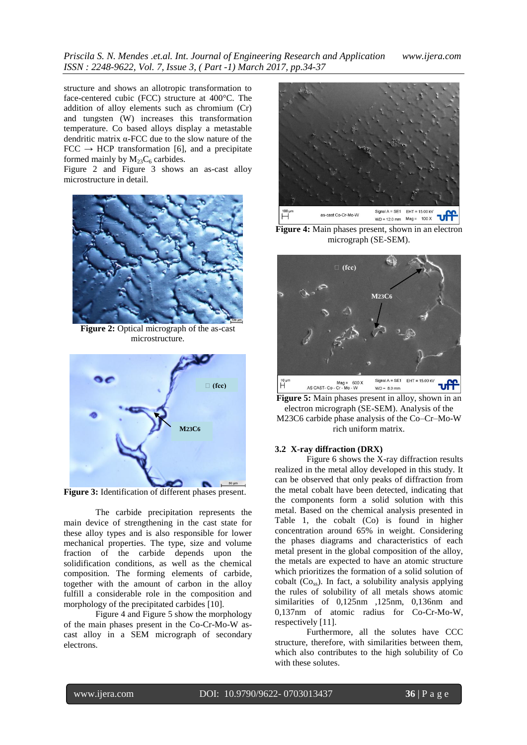structure and shows an allotropic transformation to face-centered cubic (FCC) structure at 400°C. The addition of alloy elements such as chromium (Cr) and tungsten (W) increases this transformation temperature. Co based alloys display a metastable dendritic matrix α-FCC due to the slow nature of the FCC → HCP transformation [6], and a precipitate formed mainly by $M_{23}C_6$ carbides.

Figure 2 and Figure 3 shows an as-cast alloy microstructure in detail.

**Figure 2:** Optical micrograph of the as-cast microstructure.

**Figure 3:** Identification of different phases present.

The carbide precipitation represents the main device of strengthening in the cast state for these alloy types and is also responsible for lower mechanical properties. The type, size and volume fraction of the carbide depends upon the solidification conditions, as well as the chemical composition. The forming elements of carbide, together with the amount of carbon in the alloy fulfill a considerable role in the composition and morphology of the precipitated carbides [10].

Figure 4 and Figure 5 show the morphology of the main phases present in the Co-Cr-Mo-W as-cast alloy in a SEM micrograph of secondary electrons.

**Figure 4:** Main phases present, shown in an electron micrograph (SE-SEM).

**Figure 5:** Main phases present in alloy, shown in an electron micrograph (SE-SEM). Analysis of the M23C6 carbide phase analysis of the Co–Cr–Mo-W rich uniform matrix.

### 3.2 X-ray diffraction (DRX)

Figure 6 shows the X-ray diffraction results realized in the metal alloy developed in this study. It can be observed that only peaks of diffraction from the metal cobalt have been detected, indicating that the components form a solid solution with this metal. Based on the chemical analysis presented in Table 1, the cobalt (Co) is found in higher concentration around 65% in weight. Considering the phases diagrams and characteristics of each metal present in the global composition of the alloy, the metals are expected to have an atomic structure which prioritizes the formation of a solid solution of cobalt ($Co_{ss}$). In fact, a solubility analysis applying the rules of solubility of all metals shows atomic similarities of 0,125nm ,125nm, 0,136nm and 0,137nm of atomic radius for Co-Cr-Mo-W, respectively [11].

Furthermore, all the solutes have CCC structure, therefore, with similarities between them, which also contributes to the high solubility of Co with these solutes.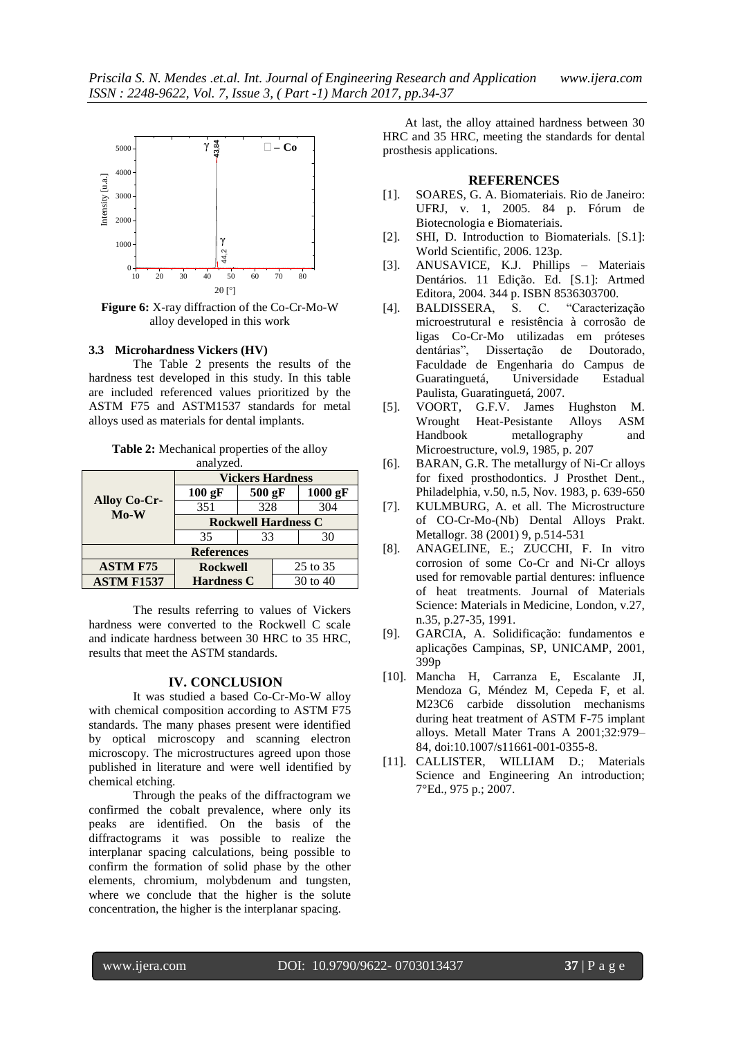γ 43,84

□ – Co

5000

4000

3000

2000

1000

0

Intensity [u.a.]

γ 44,2

10 20 30 40 50 60 70 80

2θ [°]

**Figure 6:** X-ray diffraction of the Co-Cr-Mo-W alloy developed in this work

### 3.3 Microhardness Vickers (HV)

The Table 2 presents the results of the hardness test developed in this study. In this table are included referenced values prioritized by the ASTM F75 and ASTM1537 standards for metal alloys used as materials for dental implants.

**Table 2:** Mechanical properties of the alloy analyzed.

| | | | |
|---|---|---|---|
| **Alloy Co-Cr-Mo-W** | **Vickers Hardness** | | |
| | **100 gF** | **500 gF** | **1000 gF** |
| | 351 | 328 | 304 |
| | **Rockwell Hardness C** | | |
| | 35 | 33 | 30 |
| **References** | | | |
| **ASTM F75** | **Rockwell Hardness C** | | 25 to 35 |
| **ASTM F1537** | | | 30 to 40 |

The results referring to values of Vickers hardness were converted to the Rockwell C scale and indicate hardness between 30 HRC to 35 HRC, results that meet the ASTM standards.

## IV. CONCLUSION

It was studied a based Co-Cr-Mo-W alloy with chemical composition according to ASTM F75 standards. The many phases present were identified by optical microscopy and scanning electron microscopy. The microstructures agreed upon those published in literature and were well identified by chemical etching.

Through the peaks of the diffractogram we confirmed the cobalt prevalence, where only its peaks are identified. On the basis of the diffractograms it was possible to realize the interplanar spacing calculations, being possible to confirm the formation of solid phase by the other elements, chromium, molybdenum and tungsten, where we conclude that the higher is the solute concentration, the higher is the interplanar spacing.

At last, the alloy attained hardness between 30 HRC and 35 HRC, meeting the standards for dental prosthesis applications.

## REFERENCES

[1]. SOARES, G. A. Biomateriais. Rio de Janeiro: UFRJ, v. 1, 2005. 84 p. Fórum de Biotecnologia e Biomateriais.

[2]. SHI, D. Introduction to Biomaterials. [S.1]: World Scientific, 2006. 123p.

[3]. ANUSAVICE, K.J. Phillips – Materiais Dentários. 11 Edição. Ed. [S.1]: Artmed Editora, 2004. 344 p. ISBN 8536303700.

[4]. BALDISSERA, S. C. "Caracterização microestrutural e resistência à corrosão de ligas Co-Cr-Mo utilizadas em próteses dentárias", Dissertação de Doutorado, Faculdade de Engenharia do Campus de Guaratinguetá, Universidade Estadual Paulista, Guaratinguetá, 2007.

[5]. VOORT, G.F.V. James Hughston M. Wrought Heat-Pesistante Alloys ASM Handbook metallography and Microestructure, vol.9, 1985, p. 207

[6]. BARAN, G.R. The metallurgy of Ni-Cr alloys for fixed prosthodontics. J Prosthet Dent., Philadelphia, v.50, n.5, Nov. 1983, p. 639-650

[7]. KULMBURG, A. et all. The Microstructure of CO-Cr-Mo-(Nb) Dental Alloys Prakt. Metallogr. 38 (2001) 9, p.514-531

[8]. ANAGELINE, E.; ZUCCHI, F. In vitro corrosion of some Co-Cr and Ni-Cr alloys used for removable partial dentures: influence of heat treatments. Journal of Materials Science: Materials in Medicine, London, v.27, n.35, p.27-35, 1991.

[9]. GARCIA, A. Solidificação: fundamentos e aplicações Campinas, SP, UNICAMP, 2001, 399p

[10]. Mancha H, Carranza E, Escalante JI, Mendoza G, Méndez M, Cepeda F, et al. M23C6 carbide dissolution mechanisms during heat treatment of ASTM F-75 implant alloys. Metall Mater Trans A 2001;32:979–84, doi:10.1007/s11661-001-0355-8.

[11]. CALLISTER, WILLIAM D.; Materials Science and Engineering An introduction; 7°Ed., 975 p.; 2007.